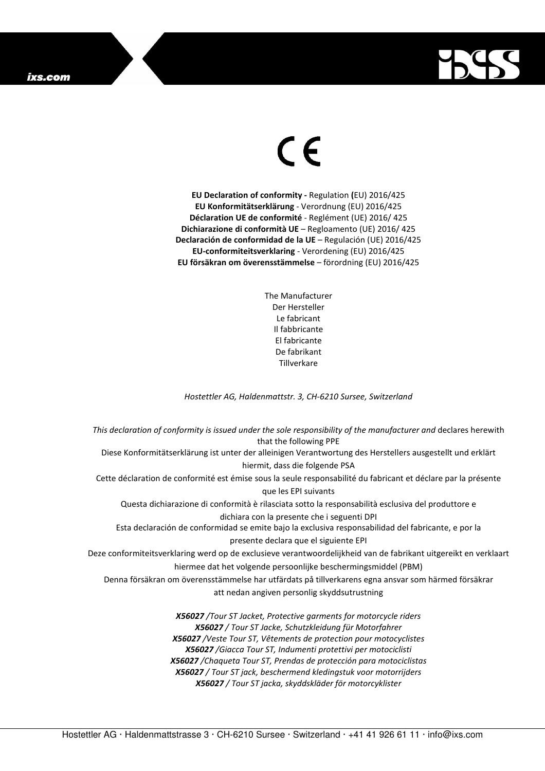ixs.com

CE

**EU Declaration of conformity -** Regulation **(**EU) 2016/425
**EU Konformitätserklärung** - Verordnung (EU) 2016/425
**Déclaration UE de conformité** - Reglément (UE) 2016/ 425
**Dichiarazione di conformità UE** – Regloamento (UE) 2016/ 425
**Declaración de conformidad de la UE** – Regulación (UE) 2016/425
**EU-conformiteitsverklaring** - Verordening (EU) 2016/425
**EU försäkran om överensstämmelse** – förordning (EU) 2016/425

The Manufacturer
Der Hersteller
Le fabricant
Il fabbricante
El fabricante
De fabrikant
Tillverkare

*Hostettler AG, Haldenmattstr. 3, CH-6210 Sursee, Switzerland*

*This declaration of conformity is issued under the sole responsibility of the manufacturer and* declares herewith that the following PPE

Diese Konformitätserklärung ist unter der alleinigen Verantwortung des Herstellers ausgestellt und erklärt hiermit, dass die folgende PSA

Cette déclaration de conformité est émise sous la seule responsabilité du fabricant et déclare par la présente que les EPI suivants

Questa dichiarazione di conformità è rilasciata sotto la responsabilità esclusiva del produttore e dichiara con la presente che i seguenti DPI

Esta declaración de conformidad se emite bajo la exclusiva responsabilidad del fabricante, e por la presente declara que el siguiente EPI

Deze conformiteitsverklaring werd op de exclusieve verantwoordelijkheid van de fabrikant uitgereikt en verklaart hiermee dat het volgende persoonlijke beschermingsmiddel (PBM)

Denna försäkran om överensstämmelse har utfärdats på tillverkarens egna ansvar som härmed försäkrar att nedan angiven personlig skyddsutrustning

***X56027*** */Tour ST Jacket, Protective garments for motorcycle riders*
***X56027*** */ Tour ST Jacke, Schutzkleidung für Motorfahrer*
***X56027*** */Veste Tour ST, Vêtements de protection pour motocyclistes*
***X56027*** */Giacca Tour ST, Indumenti protettivi per motociclisti*
***X56027*** */Chaqueta Tour ST, Prendas de protección para motociclistas*
***X56027*** */ Tour ST jack, beschermend kledingstuk voor motorrijders*
***X56027*** */ Tour ST jacka, skyddskläder för motorcyklister*

Hostettler AG · Haldenmattstrasse 3 · CH-6210 Sursee · Switzerland · +41 41 926 61 11 · info@ixs.com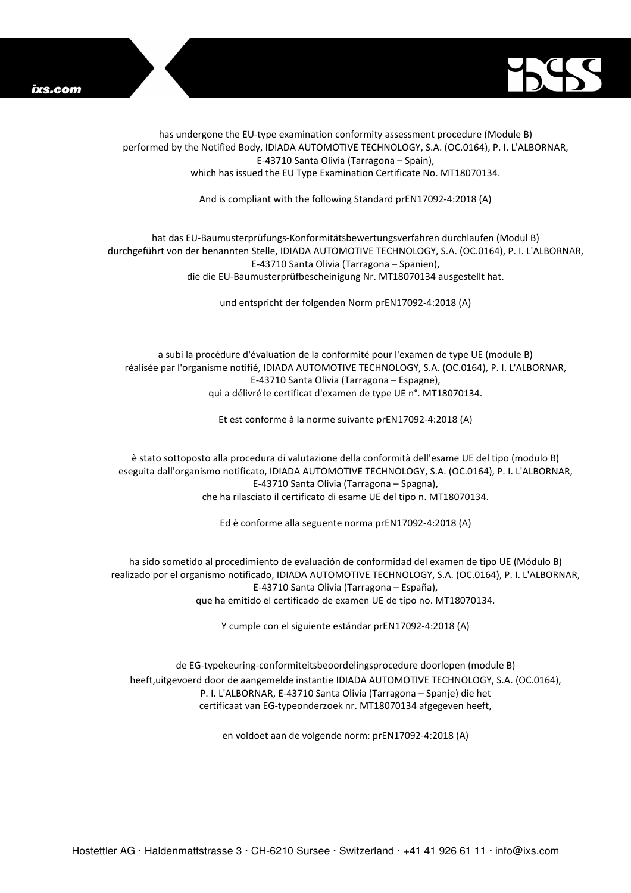has undergone the EU-type examination conformity assessment procedure (Module B) performed by the Notified Body, IDIADA AUTOMOTIVE TECHNOLOGY, S.A. (OC.0164), P. I. L'ALBORNAR, E-43710 Santa Olivia (Tarragona – Spain), which has issued the EU Type Examination Certificate No. MT18070134.

And is compliant with the following Standard prEN17092-4:2018 (A)

hat das EU-Baumusterprüfungs-Konformitätsbewertungsverfahren durchlaufen (Modul B) durchgeführt von der benannten Stelle, IDIADA AUTOMOTIVE TECHNOLOGY, S.A. (OC.0164), P. I. L'ALBORNAR, E-43710 Santa Olivia (Tarragona – Spanien), die die EU-Baumusterprüfbescheinigung Nr. MT18070134 ausgestellt hat.

und entspricht der folgenden Norm prEN17092-4:2018 (A)

a subi la procédure d'évaluation de la conformité pour l'examen de type UE (module B) réalisée par l'organisme notifié, IDIADA AUTOMOTIVE TECHNOLOGY, S.A. (OC.0164), P. I. L'ALBORNAR, E-43710 Santa Olivia (Tarragona – Espagne), qui a délivré le certificat d'examen de type UE n°. MT18070134.

Et est conforme à la norme suivante prEN17092-4:2018 (A)

è stato sottoposto alla procedura di valutazione della conformità dell'esame UE del tipo (modulo B) eseguita dall'organismo notificato, IDIADA AUTOMOTIVE TECHNOLOGY, S.A. (OC.0164), P. I. L'ALBORNAR, E-43710 Santa Olivia (Tarragona – Spagna), che ha rilasciato il certificato di esame UE del tipo n. MT18070134.

Ed è conforme alla seguente norma prEN17092-4:2018 (A)

ha sido sometido al procedimiento de evaluación de conformidad del examen de tipo UE (Módulo B) realizado por el organismo notificado, IDIADA AUTOMOTIVE TECHNOLOGY, S.A. (OC.0164), P. I. L'ALBORNAR, E-43710 Santa Olivia (Tarragona – España), que ha emitido el certificado de examen UE de tipo no. MT18070134.

Y cumple con el siguiente estándar prEN17092-4:2018 (A)

de EG-typekeuring-conformiteitsbeoordelingsprocedure doorlopen (module B) heeft,uitgevoerd door de aangemelde instantie IDIADA AUTOMOTIVE TECHNOLOGY, S.A. (OC.0164), P. I. L'ALBORNAR, E-43710 Santa Olivia (Tarragona – Spanje) die het certificaat van EG-typeonderzoek nr. MT18070134 afgegeven heeft,

en voldoet aan de volgende norm: prEN17092-4:2018 (A)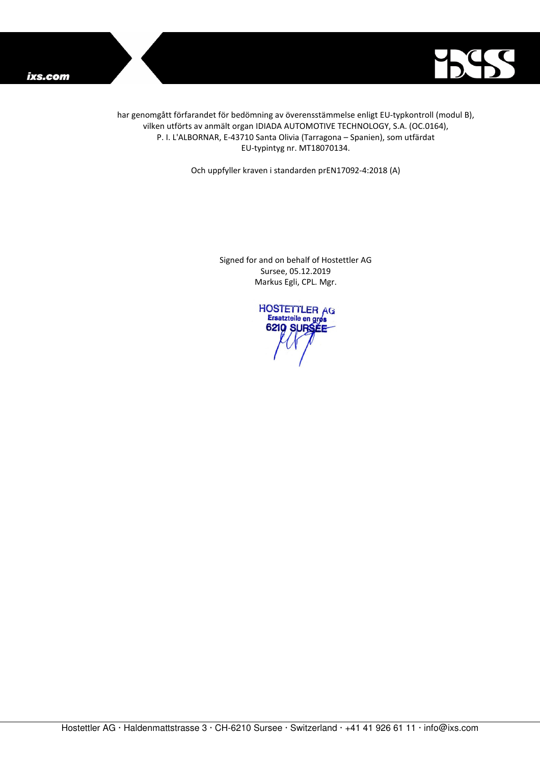har genomgått förfarandet för bedömning av överensstämmelse enligt EU-typkontroll (modul B), vilken utförts av anmält organ IDIADA AUTOMOTIVE TECHNOLOGY, S.A. (OC.0164), P. I. L'ALBORNAR, E-43710 Santa Olivia (Tarragona – Spanien), som utfärdat EU-typintyg nr. MT18070134.

Och uppfyller kraven i standarden prEN17092-4:2018 (A)

Signed for and on behalf of Hostettler AG
Sursee, 05.12.2019
Markus Egli, CPL. Mgr.

HOSTETTLER AG
Ersatzteile en gros
6210 SURSEE